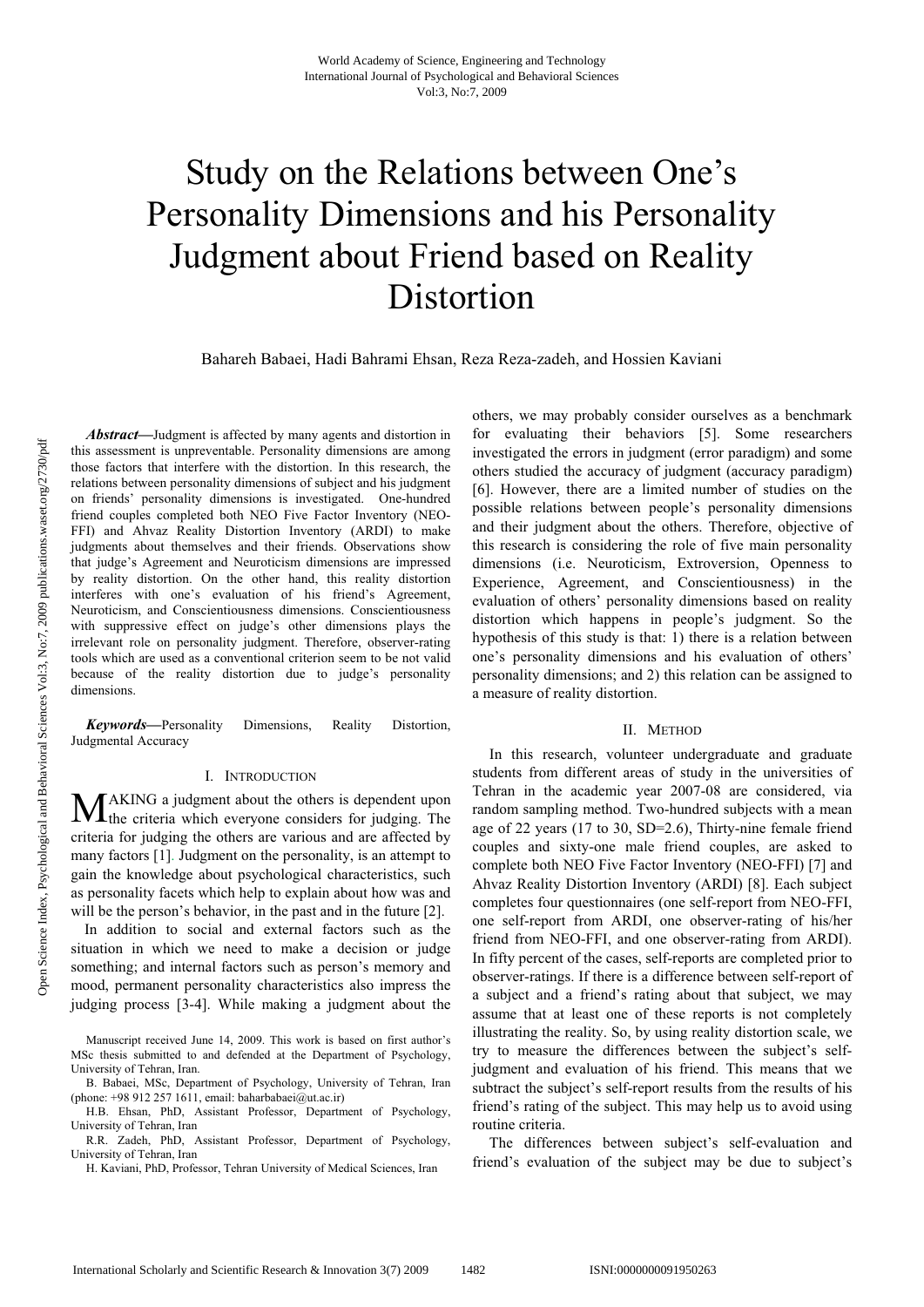# Study on the Relations between One's Personality Dimensions and his Personality Judgment about Friend based on Reality Distortion

Bahareh Babaei, Hadi Bahrami Ehsan, Reza Reza-zadeh, and Hossien Kaviani

***Abstract*—**Judgment is affected by many agents and distortion in this assessment is unpreventable. Personality dimensions are among those factors that interfere with the distortion. In this research, the relations between personality dimensions of subject and his judgment on friends' personality dimensions is investigated. One-hundred friend couples completed both NEO Five Factor Inventory (NEO-FFI) and Ahvaz Reality Distortion Inventory (ARDI) to make judgments about themselves and their friends. Observations show that judge's Agreement and Neuroticism dimensions are impressed by reality distortion. On the other hand, this reality distortion interferes with one's evaluation of his friend's Agreement, Neuroticism, and Conscientiousness dimensions. Conscientiousness with suppressive effect on judge's other dimensions plays the irrelevant role on personality judgment. Therefore, observer-rating tools which are used as a conventional criterion seem to be not valid because of the reality distortion due to judge's personality dimensions.

***Keywords*—**Personality Dimensions, Reality Distortion, Judgmental Accuracy

## I. Introduction

MAKING a judgment about the others is dependent upon the criteria which everyone considers for judging. The criteria for judging the others are various and are affected by many factors [1]. Judgment on the personality, is an attempt to gain the knowledge about psychological characteristics, such as personality facets which help to explain about how was and will be the person's behavior, in the past and in the future [2].

In addition to social and external factors such as the situation in which we need to make a decision or judge something; and internal factors such as person's memory and mood, permanent personality characteristics also impress the judging process [3-4]. While making a judgment about the others, we may probably consider ourselves as a benchmark for evaluating their behaviors [5]. Some researchers investigated the errors in judgment (error paradigm) and some others studied the accuracy of judgment (accuracy paradigm) [6]. However, there are a limited number of studies on the possible relations between people's personality dimensions and their judgment about the others. Therefore, objective of this research is considering the role of five main personality dimensions (i.e. Neuroticism, Extroversion, Openness to Experience, Agreement, and Conscientiousness) in the evaluation of others' personality dimensions based on reality distortion which happens in people's judgment. So the hypothesis of this study is that: 1) there is a relation between one's personality dimensions and his evaluation of others' personality dimensions; and 2) this relation can be assigned to a measure of reality distortion.

Manuscript received June 14, 2009. This work is based on first author's MSc thesis submitted to and defended at the Department of Psychology, University of Tehran, Iran.

B. Babaei, MSc, Department of Psychology, University of Tehran, Iran (phone: +98 912 257 1611, email: baharbabaei@ut.ac.ir)

H.B. Ehsan, PhD, Assistant Professor, Department of Psychology, University of Tehran, Iran

R.R. Zadeh, PhD, Assistant Professor, Department of Psychology, University of Tehran, Iran

H. Kaviani, PhD, Professor, Tehran University of Medical Sciences, Iran

## II. Method

In this research, volunteer undergraduate and graduate students from different areas of study in the universities of Tehran in the academic year 2007-08 are considered, via random sampling method. Two-hundred subjects with a mean age of 22 years (17 to 30, SD=2.6), Thirty-nine female friend couples and sixty-one male friend couples, are asked to complete both NEO Five Factor Inventory (NEO-FFI) [7] and Ahvaz Reality Distortion Inventory (ARDI) [8]. Each subject completes four questionnaires (one self-report from NEO-FFI, one self-report from ARDI, one observer-rating of his/her friend from NEO-FFI, and one observer-rating from ARDI). In fifty percent of the cases, self-reports are completed prior to observer-ratings. If there is a difference between self-report of a subject and a friend's rating about that subject, we may assume that at least one of these reports is not completely illustrating the reality. So, by using reality distortion scale, we try to measure the differences between the subject's self-judgment and evaluation of his friend. This means that we subtract the subject's self-report results from the results of his friend's rating of the subject. This may help us to avoid using routine criteria.

The differences between subject's self-evaluation and friend's evaluation of the subject may be due to subject's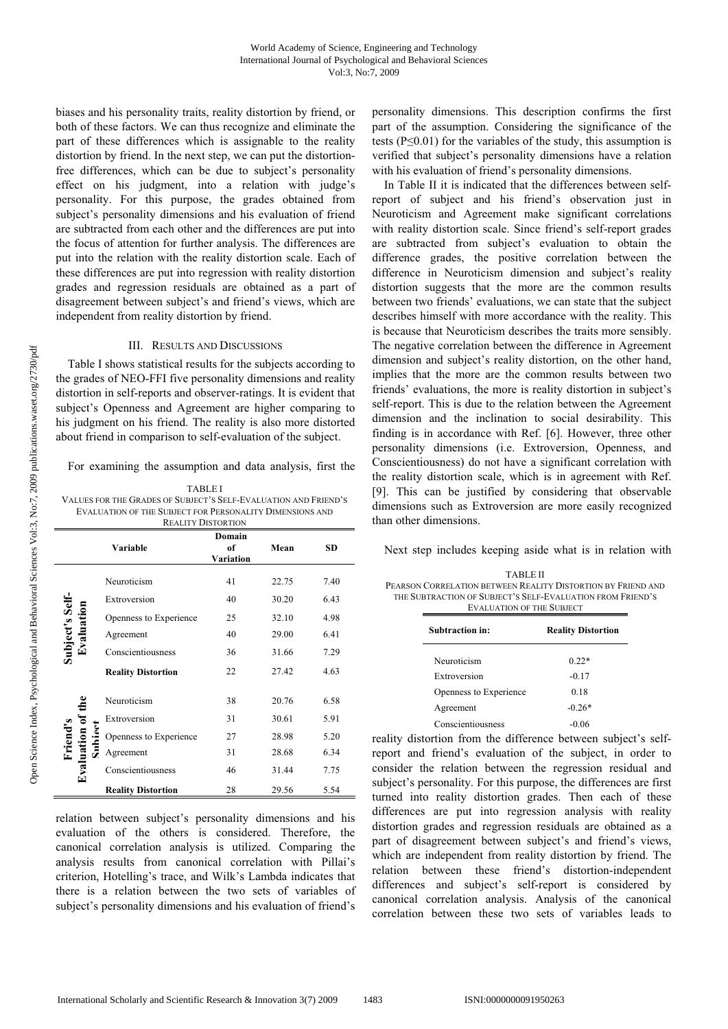biases and his personality traits, reality distortion by friend, or both of these factors. We can thus recognize and eliminate the part of these differences which is assignable to the reality distortion by friend. In the next step, we can put the distortion-free differences, which can be due to subject's personality effect on his judgment, into a relation with judge's personality. For this purpose, the grades obtained from subject's personality dimensions and his evaluation of friend are subtracted from each other and the differences are put into the focus of attention for further analysis. The differences are put into the relation with the reality distortion scale. Each of these differences are put into regression with reality distortion grades and regression residuals are obtained as a part of disagreement between subject's and friend's views, which are independent from reality distortion by friend.

## III. Results and Discussions

Table I shows statistical results for the subjects according to the grades of NEO-FFI five personality dimensions and reality distortion in self-reports and observer-ratings. It is evident that subject's Openness and Agreement are higher comparing to his judgment on his friend. The reality is also more distorted about friend in comparison to self-evaluation of the subject.

For examining the assumption and data analysis, first the relation between subject's personality dimensions and his evaluation of the others is considered. Therefore, the canonical correlation analysis is utilized. Comparing the analysis results from canonical correlation with Pillai's criterion, Hotelling's trace, and Wilk's Lambda indicates that there is a relation between the two sets of variables of subject's personality dimensions and his evaluation of friend's personality dimensions. This description confirms the first part of the assumption. Considering the significance of the tests ($P \leq 0.01$) for the variables of the study, this assumption is verified that subject's personality dimensions have a relation with his evaluation of friend's personality dimensions.

TABLE I
Values for the Grades of Subject's Self-Evaluation and Friend's Evaluation of the Subject for Personality Dimensions and Reality Distortion

| | Variable | Domain of Variation | Mean | SD |
|---|---|---|---|---|
| Subject's Self-Evaluation | Neuroticism | 41 | 22.75 | 7.40 |
| | Extroversion | 40 | 30.20 | 6.43 |
| | Openness to Experience | 25 | 32.10 | 4.98 |
| | Agreement | 40 | 29.00 | 6.41 |
| | Conscientiousness | 36 | 31.66 | 7.29 |
| | **Reality Distortion** | 22 | 27.42 | 4.63 |
| Friend's Evaluation of the Subject | Neuroticism | 38 | 20.76 | 6.58 |
| | Extroversion | 31 | 30.61 | 5.91 |
| | Openness to Experience | 27 | 28.98 | 5.20 |
| | Agreement | 31 | 28.68 | 6.34 |
| | Conscientiousness | 46 | 31.44 | 7.75 |
| | **Reality Distortion** | 28 | 29.56 | 5.54 |

In Table II it is indicated that the differences between self-report of subject and his friend's observation just in Neuroticism and Agreement make significant correlations with reality distortion scale. Since friend's self-report grades are subtracted from subject's evaluation to obtain the difference grades, the positive correlation between the difference in Neuroticism dimension and subject's reality distortion suggests that the more are the common results between two friends' evaluations, we can state that the subject describes himself with more accordance with the reality. This is because that Neuroticism describes the traits more sensibly. The negative correlation between the difference in Agreement dimension and subject's reality distortion, on the other hand, implies that the more are the common results between two friends' evaluations, the more is reality distortion in subject's self-report. This is due to the relation between the Agreement dimension and the inclination to social desirability. This finding is in accordance with Ref. [6]. However, three other personality dimensions (i.e. Extroversion, Openness, and Conscientiousness) do not have a significant correlation with the reality distortion scale, which is in agreement with Ref. [9]. This can be justified by considering that observable dimensions such as Extroversion are more easily recognized than other dimensions.

Next step includes keeping aside what is in relation with reality distortion from the difference between subject's self-report and friend's evaluation of the subject, in order to consider the relation between the regression residual and subject's personality. For this purpose, the differences are first turned into reality distortion grades. Then each of these differences are put into regression analysis with reality distortion grades and regression residuals are obtained as a part of disagreement between subject's and friend's views, which are independent from reality distortion by friend. The relation between these friend's distortion-independent differences and subject's self-report is considered by canonical correlation analysis. Analysis of the canonical correlation between these two sets of variables leads to

TABLE II
Pearson Correlation between Reality Distortion by Friend and the Subtraction of Subject's Self-Evaluation from Friend's Evaluation of the Subject

| Subtraction in: | Reality Distortion |
|---|---|
| Neuroticism | 0.22* |
| Extroversion | -0.17 |
| Openness to Experience | 0.18 |
| Agreement | -0.26* |
| Conscientiousness | -0.06 |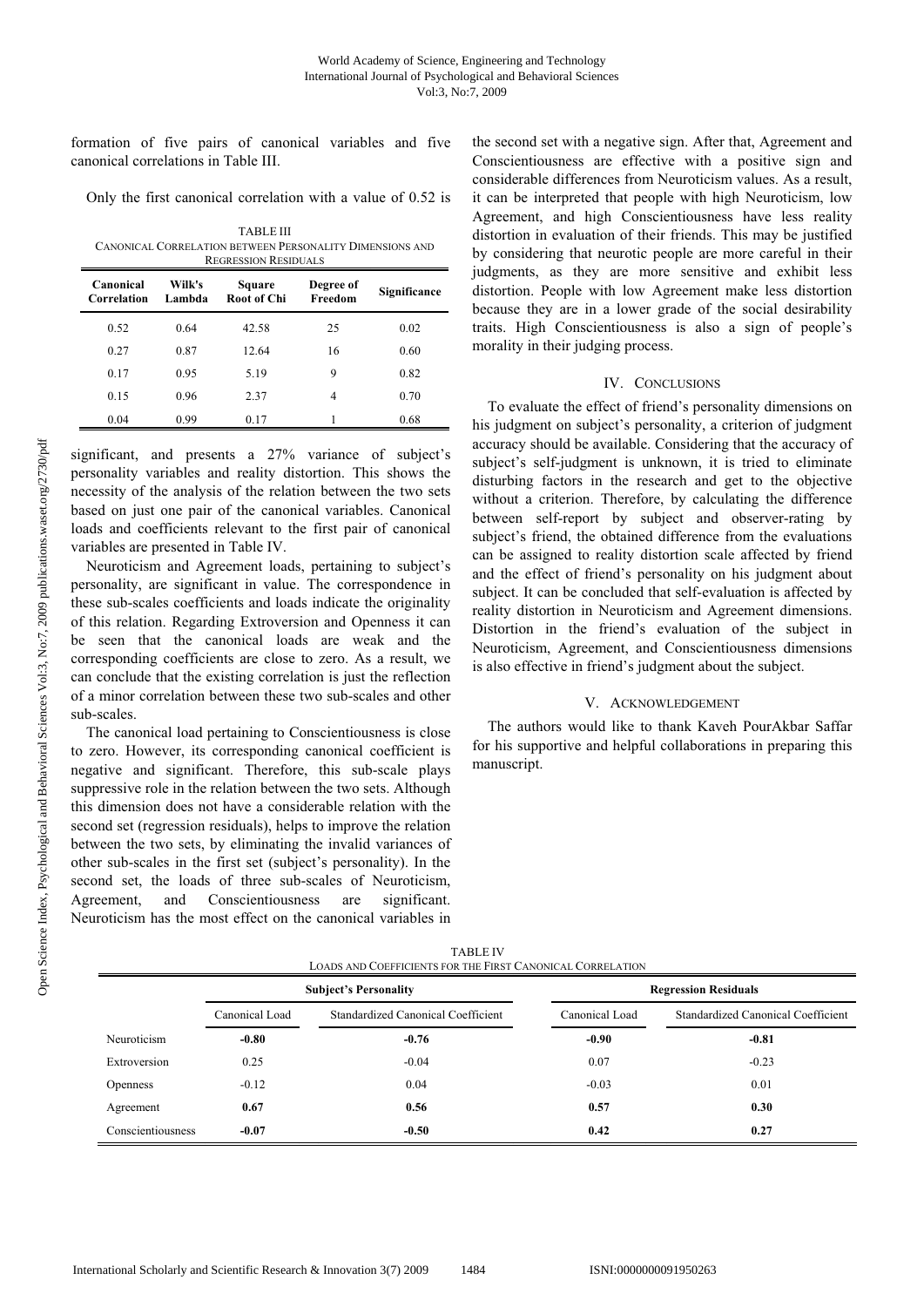formation of five pairs of canonical variables and five canonical correlations in Table III.

Only the first canonical correlation with a value of 0.52 is significant, and presents a 27% variance of subject's personality variables and reality distortion. This shows the necessity of the analysis of the relation between the two sets based on just one pair of the canonical variables. Canonical loads and coefficients relevant to the first pair of canonical variables are presented in Table IV.

TABLE III
CANONICAL CORRELATION BETWEEN PERSONALITY DIMENSIONS AND REGRESSION RESIDUALS

| Canonical Correlation | Wilk's Lambda | Square Root of Chi | Degree of Freedom | Significance |
|---|---|---|---|---|
| 0.52 | 0.64 | 42.58 | 25 | 0.02 |
| 0.27 | 0.87 | 12.64 | 16 | 0.60 |
| 0.17 | 0.95 | 5.19 | 9 | 0.82 |
| 0.15 | 0.96 | 2.37 | 4 | 0.70 |
| 0.04 | 0.99 | 0.17 | 1 | 0.68 |

Neuroticism and Agreement loads, pertaining to subject's personality, are significant in value. The correspondence in these sub-scales coefficients and loads indicate the originality of this relation. Regarding Extroversion and Openness it can be seen that the canonical loads are weak and the corresponding coefficients are close to zero. As a result, we can conclude that the existing correlation is just the reflection of a minor correlation between these two sub-scales and other sub-scales.

The canonical load pertaining to Conscientiousness is close to zero. However, its corresponding canonical coefficient is negative and significant. Therefore, this sub-scale plays suppressive role in the relation between the two sets. Although this dimension does not have a considerable relation with the second set (regression residuals), helps to improve the relation between the two sets, by eliminating the invalid variances of other sub-scales in the first set (subject's personality). In the second set, the loads of three sub-scales of Neuroticism, Agreement, and Conscientiousness are significant. Neuroticism has the most effect on the canonical variables in the second set with a negative sign. After that, Agreement and Conscientiousness are effective with a positive sign and considerable differences from Neuroticism values. As a result, it can be interpreted that people with high Neuroticism, low Agreement, and high Conscientiousness have less reality distortion in evaluation of their friends. This may be justified by considering that neurotic people are more careful in their judgments, as they are more sensitive and exhibit less distortion. People with low Agreement make less distortion because they are in a lower grade of the social desirability traits. High Conscientiousness is also a sign of people's morality in their judging process.

## IV. CONCLUSIONS

To evaluate the effect of friend's personality dimensions on his judgment on subject's personality, a criterion of judgment accuracy should be available. Considering that the accuracy of subject's self-judgment is unknown, it is tried to eliminate disturbing factors in the research and get to the objective without a criterion. Therefore, by calculating the difference between self-report by subject and observer-rating by subject's friend, the obtained difference from the evaluations can be assigned to reality distortion scale affected by friend and the effect of friend's personality on his judgment about subject. It can be concluded that self-evaluation is affected by reality distortion in Neuroticism and Agreement dimensions. Distortion in the friend's evaluation of the subject in Neuroticism, Agreement, and Conscientiousness dimensions is also effective in friend's judgment about the subject.

## V. ACKNOWLEDGEMENT

The authors would like to thank Kaveh PourAkbar Saffar for his supportive and helpful collaborations in preparing this manuscript.

TABLE IV
LOADS AND COEFFICIENTS FOR THE FIRST CANONICAL CORRELATION

| | Subject's Personality | | Regression Residuals | |
|---|---|---|---|---|
| | Canonical Load | Standardized Canonical Coefficient | Canonical Load | Standardized Canonical Coefficient |
| Neuroticism | **-0.80** | **-0.76** | **-0.90** | **-0.81** |
| Extroversion | 0.25 | -0.04 | 0.07 | -0.23 |
| Openness | -0.12 | 0.04 | -0.03 | 0.01 |
| Agreement | **0.67** | **0.56** | **0.57** | **0.30** |
| Conscientiousness | **-0.07** | **-0.50** | **0.42** | **0.27** |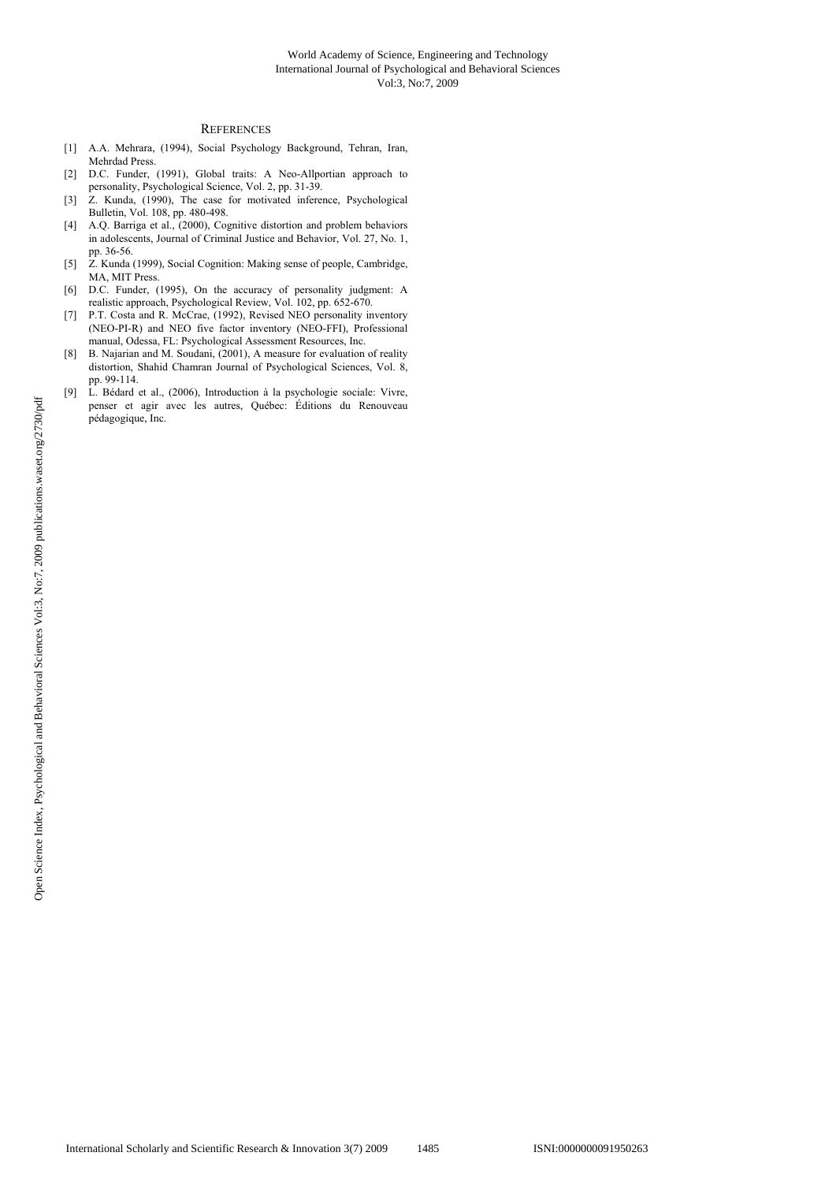## References

[1] A.A. Mehrara, (1994), Social Psychology Background, Tehran, Iran, Mehrdad Press.

[2] D.C. Funder, (1991), Global traits: A Neo-Allportian approach to personality, Psychological Science, Vol. 2, pp. 31-39.

[3] Z. Kunda, (1990), The case for motivated inference, Psychological Bulletin, Vol. 108, pp. 480-498.

[4] A.Q. Barriga et al., (2000), Cognitive distortion and problem behaviors in adolescents, Journal of Criminal Justice and Behavior, Vol. 27, No. 1, pp. 36-56.

[5] Z. Kunda (1999), Social Cognition: Making sense of people, Cambridge, MA, MIT Press.

[6] D.C. Funder, (1995), On the accuracy of personality judgment: A realistic approach, Psychological Review, Vol. 102, pp. 652-670.

[7] P.T. Costa and R. McCrae, (1992), Revised NEO personality inventory (NEO-PI-R) and NEO five factor inventory (NEO-FFI), Professional manual, Odessa, FL: Psychological Assessment Resources, Inc.

[8] B. Najarian and M. Soudani, (2001), A measure for evaluation of reality distortion, Shahid Chamran Journal of Psychological Sciences, Vol. 8, pp. 99-114.

[9] L. Bédard et al., (2006), Introduction à la psychologie sociale: Vivre, penser et agir avec les autres, Québec: Éditions du Renouveau pédagogique, Inc.